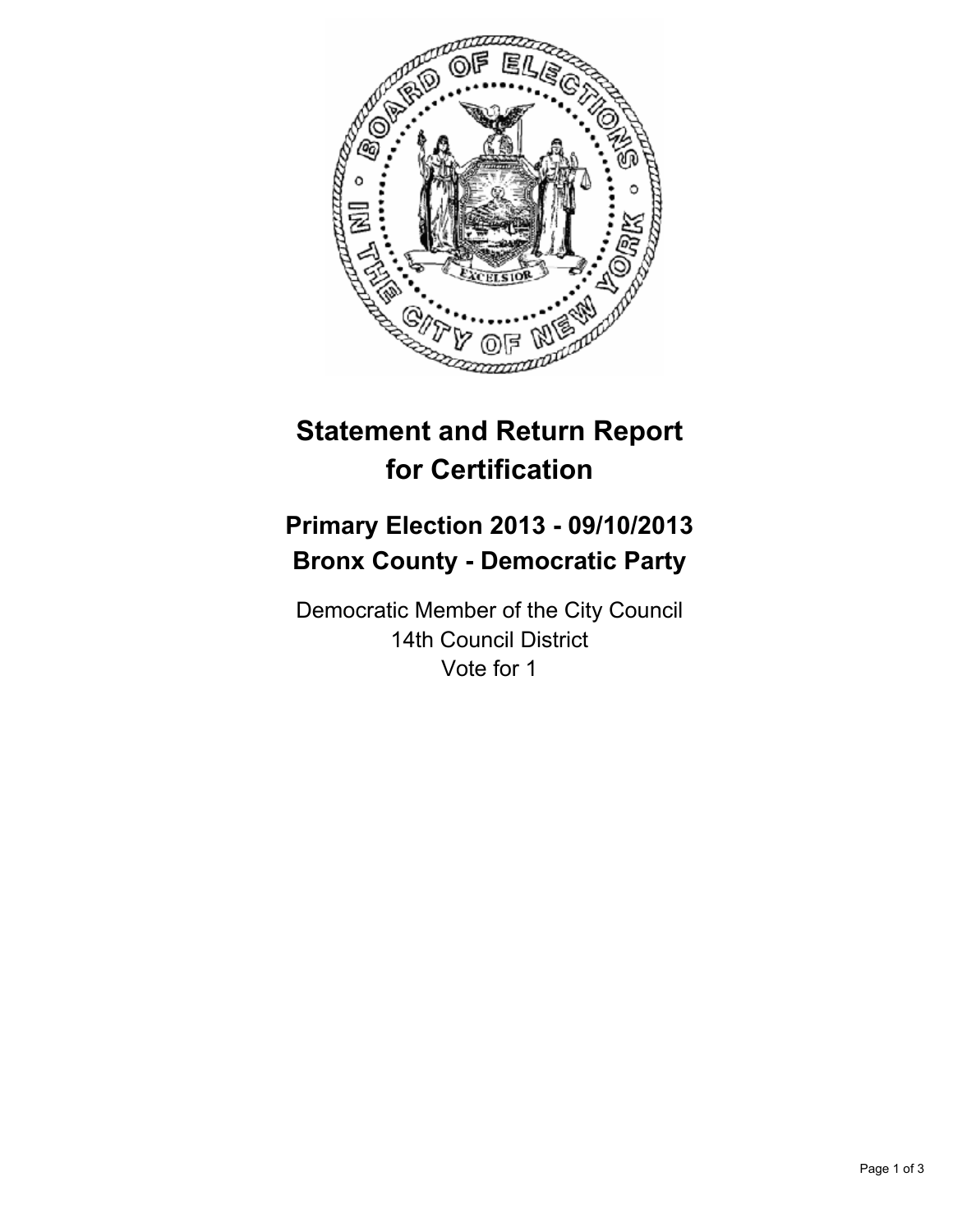# Statement and Return Report for Certification

## Primary Election 2013 - 09/10/2013
## Bronx County - Democratic Party

Democratic Member of the City Council
14th Council District
Vote for 1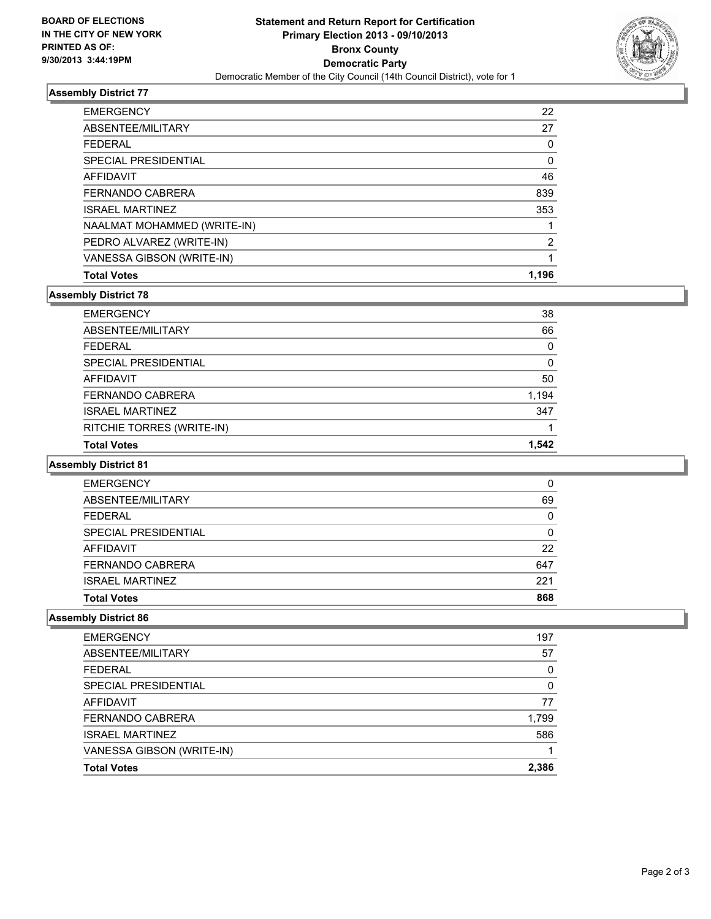**BOARD OF ELECTIONS IN THE CITY OF NEW YORK PRINTED AS OF: 9/30/2013 3:44:19PM**

# Statement and Return Report for Certification
## Primary Election 2013 - 09/10/2013
## Bronx County
## Democratic Party
Democratic Member of the City Council (14th Council District), vote for 1

### Assembly District 77

| | |
|---|---|
| EMERGENCY | 22 |
| ABSENTEE/MILITARY | 27 |
| FEDERAL | 0 |
| SPECIAL PRESIDENTIAL | 0 |
| AFFIDAVIT | 46 |
| FERNANDO CABRERA | 839 |
| ISRAEL MARTINEZ | 353 |
| NAALMAT MOHAMMED (WRITE-IN) | 1 |
| PEDRO ALVAREZ (WRITE-IN) | 2 |
| VANESSA GIBSON (WRITE-IN) | 1 |
| **Total Votes** | **1,196** |

### Assembly District 78

| | |
|---|---|
| EMERGENCY | 38 |
| ABSENTEE/MILITARY | 66 |
| FEDERAL | 0 |
| SPECIAL PRESIDENTIAL | 0 |
| AFFIDAVIT | 50 |
| FERNANDO CABRERA | 1,194 |
| ISRAEL MARTINEZ | 347 |
| RITCHIE TORRES (WRITE-IN) | 1 |
| **Total Votes** | **1,542** |

### Assembly District 81

| | |
|---|---|
| EMERGENCY | 0 |
| ABSENTEE/MILITARY | 69 |
| FEDERAL | 0 |
| SPECIAL PRESIDENTIAL | 0 |
| AFFIDAVIT | 22 |
| FERNANDO CABRERA | 647 |
| ISRAEL MARTINEZ | 221 |
| **Total Votes** | **868** |

### Assembly District 86

| | |
|---|---|
| EMERGENCY | 197 |
| ABSENTEE/MILITARY | 57 |
| FEDERAL | 0 |
| SPECIAL PRESIDENTIAL | 0 |
| AFFIDAVIT | 77 |
| FERNANDO CABRERA | 1,799 |
| ISRAEL MARTINEZ | 586 |
| VANESSA GIBSON (WRITE-IN) | 1 |
| **Total Votes** | **2,386** |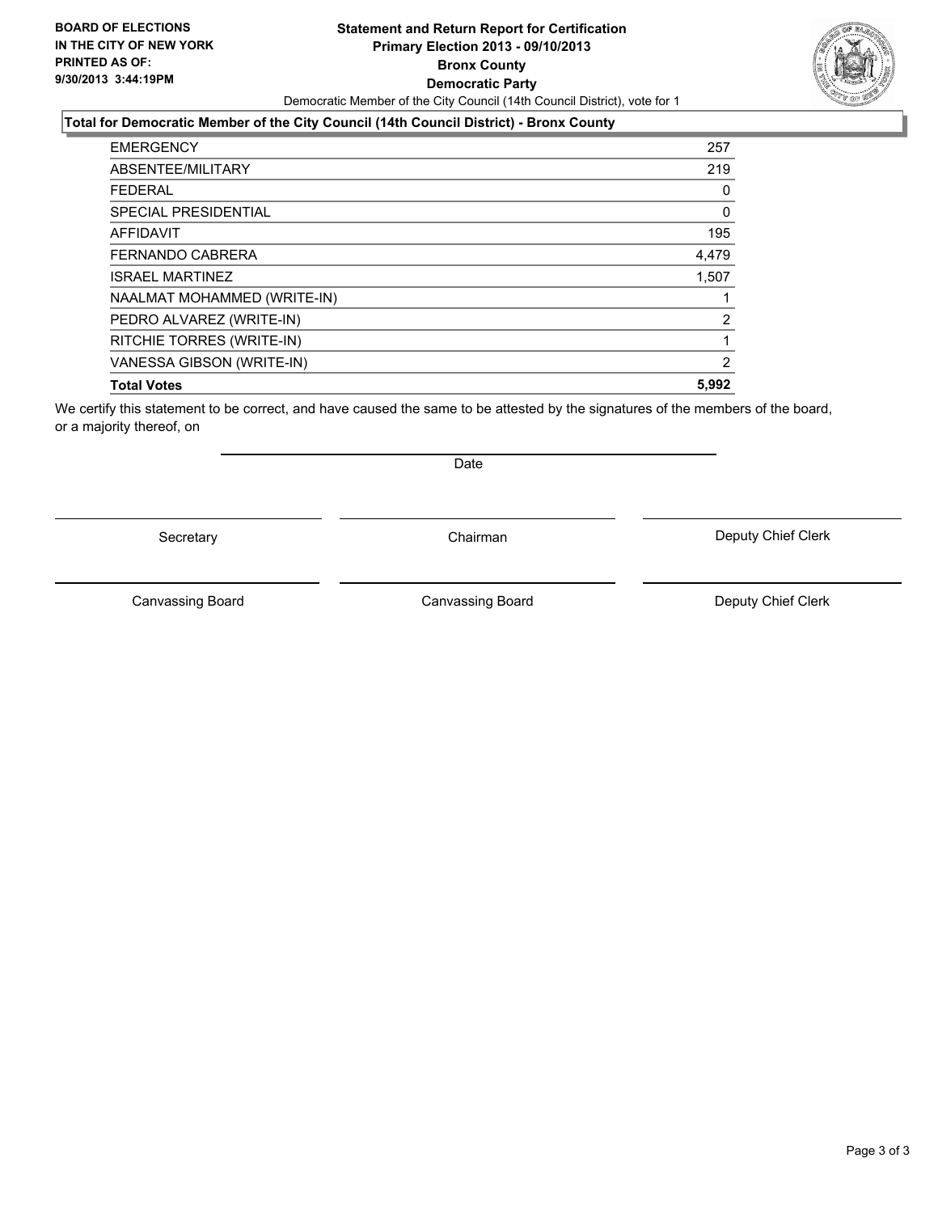**BOARD OF ELECTIONS IN THE CITY OF NEW YORK PRINTED AS OF: 9/30/2013 3:44:19PM**

# Statement and Return Report for Certification
## Primary Election 2013 - 09/10/2013
## Bronx County
## Democratic Party

Democratic Member of the City Council (14th Council District), vote for 1

**Total for Democratic Member of the City Council (14th Council District) - Bronx County**

| | |
|---|---|
| EMERGENCY | 257 |
| ABSENTEE/MILITARY | 219 |
| FEDERAL | 0 |
| SPECIAL PRESIDENTIAL | 0 |
| AFFIDAVIT | 195 |
| FERNANDO CABRERA | 4,479 |
| ISRAEL MARTINEZ | 1,507 |
| NAALMAT MOHAMMED (WRITE-IN) | 1 |
| PEDRO ALVAREZ (WRITE-IN) | 2 |
| RITCHIE TORRES (WRITE-IN) | 1 |
| VANESSA GIBSON (WRITE-IN) | 2 |
| **Total Votes** | **5,992** |

We certify this statement to be correct, and have caused the same to be attested by the signatures of the members of the board, or a majority thereof, on

Date

Secretary

Chairman

Deputy Chief Clerk

Canvassing Board

Canvassing Board

Deputy Chief Clerk